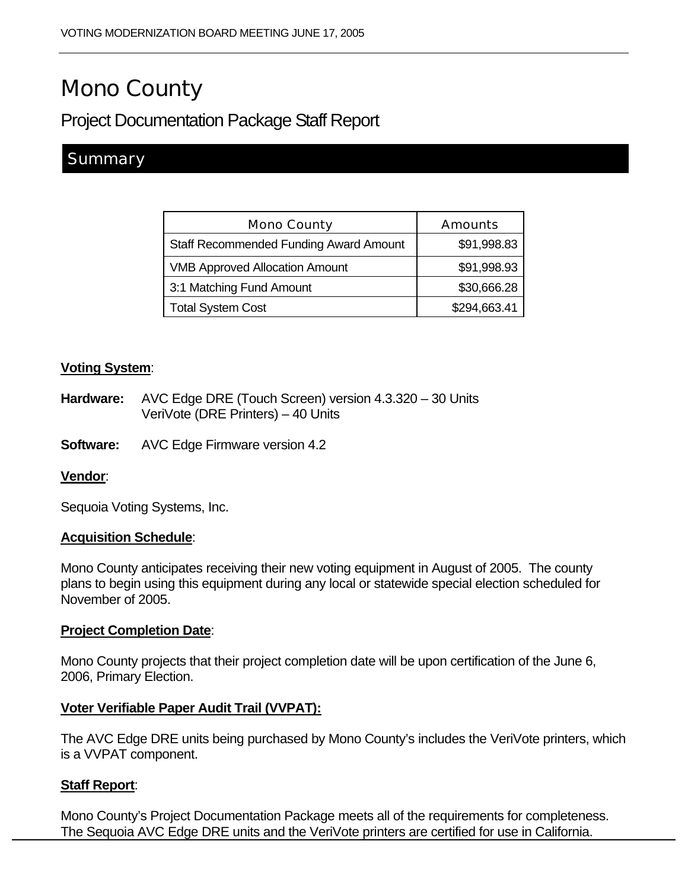# Mono County

## Project Documentation Package Staff Report

## Summary

| Mono County | Amounts |
|---|---|
| Staff Recommended Funding Award Amount | $91,998.83 |
| VMB Approved Allocation Amount | $91,998.93 |
| 3:1 Matching Fund Amount | $30,666.28 |
| Total System Cost | $294,663.41 |

**Voting System**:

**Hardware:** AVC Edge DRE (Touch Screen) version 4.3.320 – 30 Units
VeriVote (DRE Printers) – 40 Units

**Software:** AVC Edge Firmware version 4.2

**Vendor**:

Sequoia Voting Systems, Inc.

**Acquisition Schedule**:

Mono County anticipates receiving their new voting equipment in August of 2005. The county plans to begin using this equipment during any local or statewide special election scheduled for November of 2005.

**Project Completion Date**:

Mono County projects that their project completion date will be upon certification of the June 6, 2006, Primary Election.

**Voter Verifiable Paper Audit Trail (VVPAT):**

The AVC Edge DRE units being purchased by Mono County's includes the VeriVote printers, which is a VVPAT component.

**Staff Report**:

Mono County's Project Documentation Package meets all of the requirements for completeness. The Sequoia AVC Edge DRE units and the VeriVote printers are certified for use in California.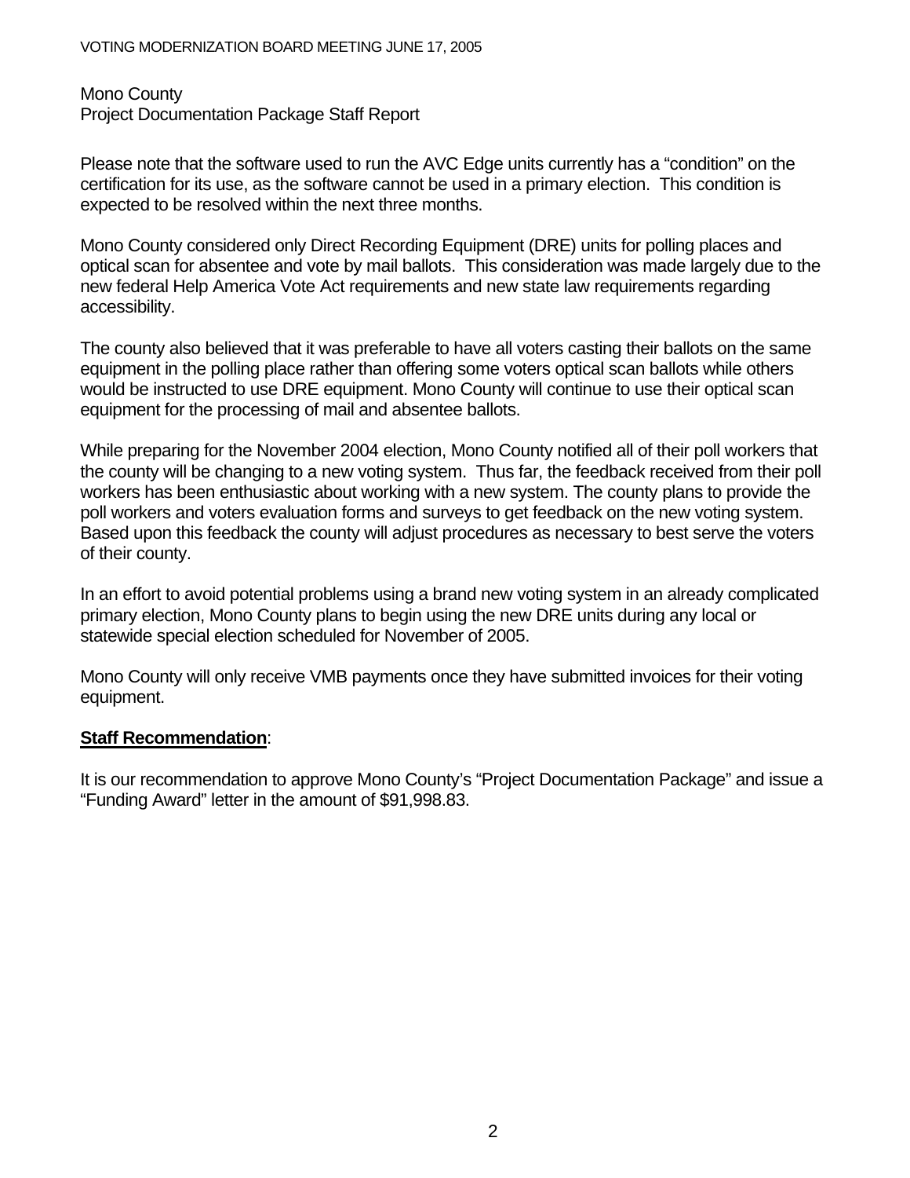Mono County
Project Documentation Package Staff Report

Please note that the software used to run the AVC Edge units currently has a "condition" on the certification for its use, as the software cannot be used in a primary election. This condition is expected to be resolved within the next three months.

Mono County considered only Direct Recording Equipment (DRE) units for polling places and optical scan for absentee and vote by mail ballots. This consideration was made largely due to the new federal Help America Vote Act requirements and new state law requirements regarding accessibility.

The county also believed that it was preferable to have all voters casting their ballots on the same equipment in the polling place rather than offering some voters optical scan ballots while others would be instructed to use DRE equipment. Mono County will continue to use their optical scan equipment for the processing of mail and absentee ballots.

While preparing for the November 2004 election, Mono County notified all of their poll workers that the county will be changing to a new voting system. Thus far, the feedback received from their poll workers has been enthusiastic about working with a new system. The county plans to provide the poll workers and voters evaluation forms and surveys to get feedback on the new voting system. Based upon this feedback the county will adjust procedures as necessary to best serve the voters of their county.

In an effort to avoid potential problems using a brand new voting system in an already complicated primary election, Mono County plans to begin using the new DRE units during any local or statewide special election scheduled for November of 2005.

Mono County will only receive VMB payments once they have submitted invoices for their voting equipment.

**Staff Recommendation**:

It is our recommendation to approve Mono County's "Project Documentation Package" and issue a "Funding Award" letter in the amount of $91,998.83.